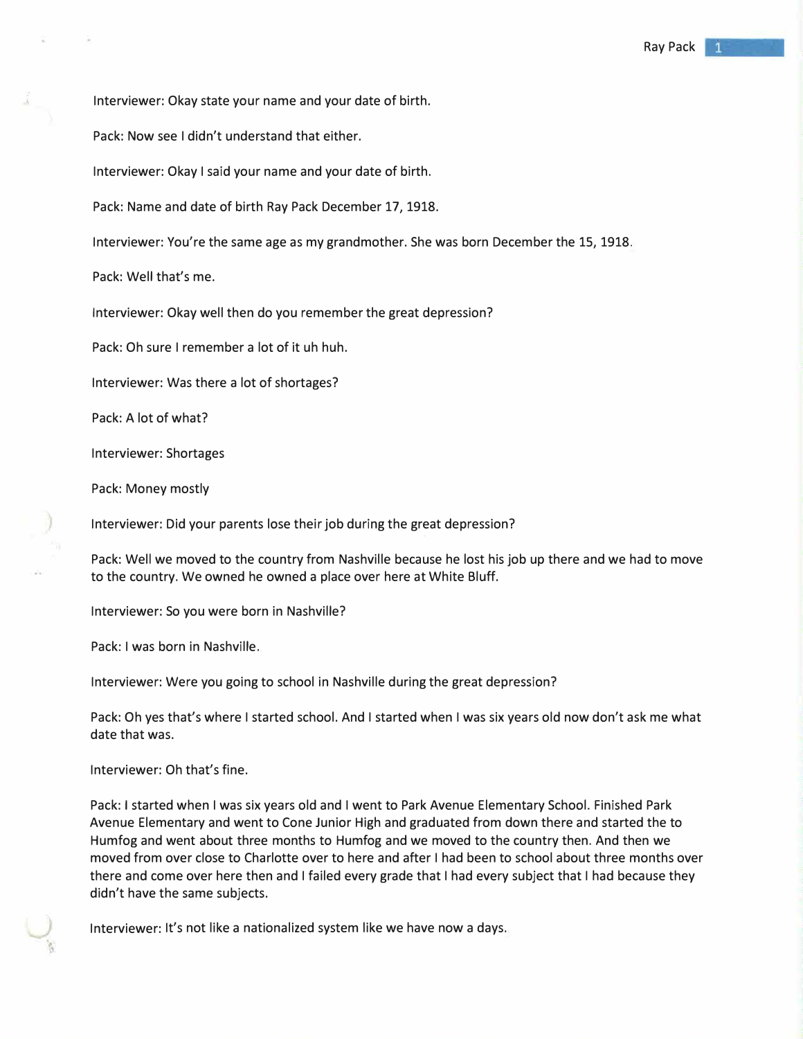Interviewer: Okay state your name and your date of birth.

Pack: Now see I didn't understand that either.

Interviewer: Okay I said your name and your date of birth.

Pack: Name and date of birth Ray Pack December 17, 1918.

Interviewer: You're the same age as my grandmother. She was born December the 15, 1918.

Pack: Well that's me.

Interviewer: Okay well then do you remember the great depression?

Pack: Oh sure I remember a lot of it uh huh.

Interviewer: Was there a lot of shortages?

Pack: A lot of what?

Interviewer: Shortages

Pack: Money mostly

Interviewer: Did your parents lose their job during the great depression?

Pack: Well we moved to the country from Nashville because he lost his job up there and we had to move to the country. We owned he owned a place over here at White Bluff.

Interviewer: So you were born in Nashville?

Pack: I was born in Nashville.

Interviewer: Were you going to school in Nashville during the great depression?

Pack: Oh yes that's where I started school. And I started when I was six years old now don't ask me what date that was.

Interviewer: Oh that's fine.

Pack: I started when I was six years old and I went to Park Avenue Elementary School. Finished Park Avenue Elementary and went to Cone Junior High and graduated from down there and started the to Humfog and went about three months to Humfog and we moved to the country then. And then we moved from over close to Charlotte over to here and after I had been to school about three months over there and come over here then and I failed every grade that I had every subject that I had because they didn't have the same subjects.

Interviewer: It's not like a nationalized system like we have now a days.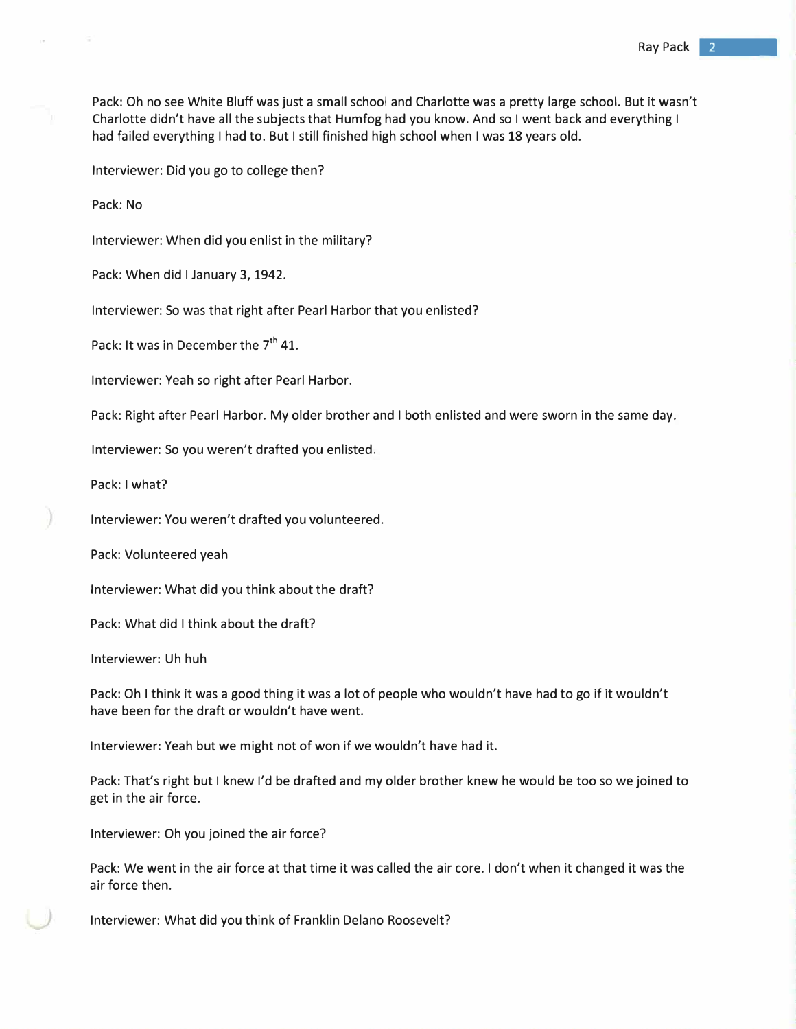Pack: Oh no see White Bluff was just a small school and Charlotte was a pretty large school. But it wasn't Charlotte didn't have all the subjects that Humfog had you know. And so I went back and everything I had failed everything I had to. But I still finished high school when I was 18 years old.

Interviewer: Did you go to college then?

Pack: No

Interviewer: When did you enlist in the military?

Pack: When did I January 3, 1942.

Interviewer: So was that right after Pearl Harbor that you enlisted?

Pack: It was in December the 7th 41.

Interviewer: Yeah so right after Pearl Harbor.

Pack: Right after Pearl Harbor. My older brother and I both enlisted and were sworn in the same day.

Interviewer: So you weren't drafted you enlisted.

Pack: I what?

Interviewer: You weren't drafted you volunteered.

Pack: Volunteered yeah

Interviewer: What did you think about the draft?

Pack: What did I think about the draft?

Interviewer: Uh huh

Pack: Oh I think it was a good thing it was a lot of people who wouldn't have had to go if it wouldn't have been for the draft or wouldn't have went.

Interviewer: Yeah but we might not of won if we wouldn't have had it.

Pack: That's right but I knew I'd be drafted and my older brother knew he would be too so we joined to get in the air force.

Interviewer: Oh you joined the air force?

Pack: We went in the air force at that time it was called the air core. I don't when it changed it was the air force then.

Interviewer: What did you think of Franklin Delano Roosevelt?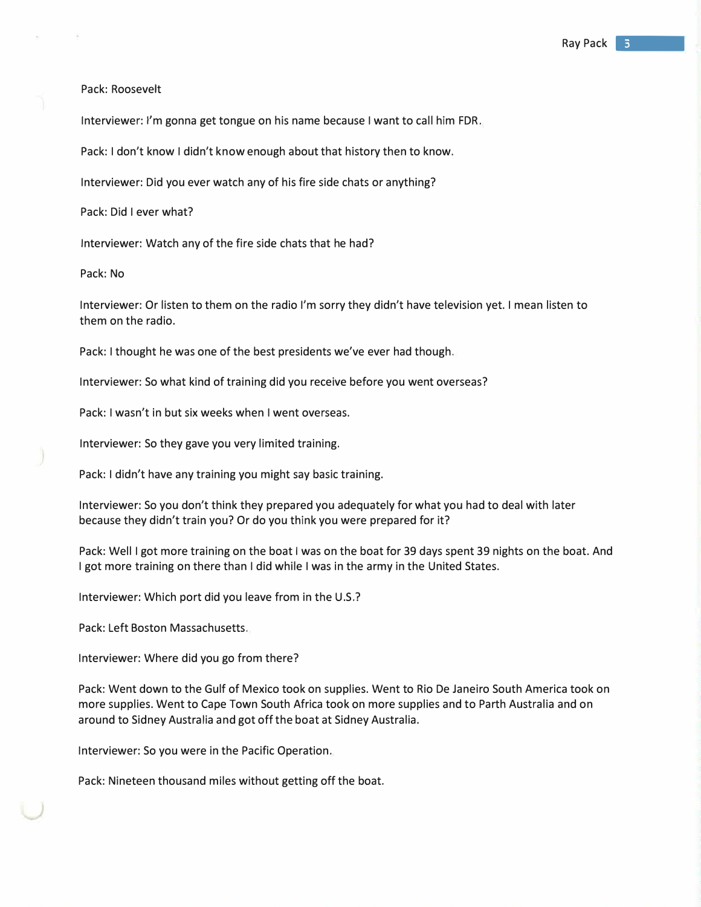Pack: Roosevelt

Interviewer: I'm gonna get tongue on his name because I want to call him FDR.

Pack: I don't know I didn't know enough about that history then to know.

Interviewer: Did you ever watch any of his fire side chats or anything?

Pack: Did I ever what?

Interviewer: Watch any of the fire side chats that he had?

Pack: No

Interviewer: Or listen to them on the radio I'm sorry they didn't have television yet. I mean listen to them on the radio.

Pack: I thought he was one of the best presidents we've ever had though.

Interviewer: So what kind of training did you receive before you went overseas?

Pack: I wasn't in but six weeks when I went overseas.

Interviewer: So they gave you very limited training.

Pack: I didn't have any training you might say basic training.

Interviewer: So you don't think they prepared you adequately for what you had to deal with later because they didn't train you? Or do you think you were prepared for it?

Pack: Well I got more training on the boat I was on the boat for 39 days spent 39 nights on the boat. And I got more training on there than I did while I was in the army in the United States.

Interviewer: Which port did you leave from in the U.S.?

Pack: Left Boston Massachusetts.

Interviewer: Where did you go from there?

Pack: Went down to the Gulf of Mexico took on supplies. Went to Rio De Janeiro South America took on more supplies. Went to Cape Town South Africa took on more supplies and to Parth Australia and on around to Sidney Australia and got off the boat at Sidney Australia.

Interviewer: So you were in the Pacific Operation.

Pack: Nineteen thousand miles without getting off the boat.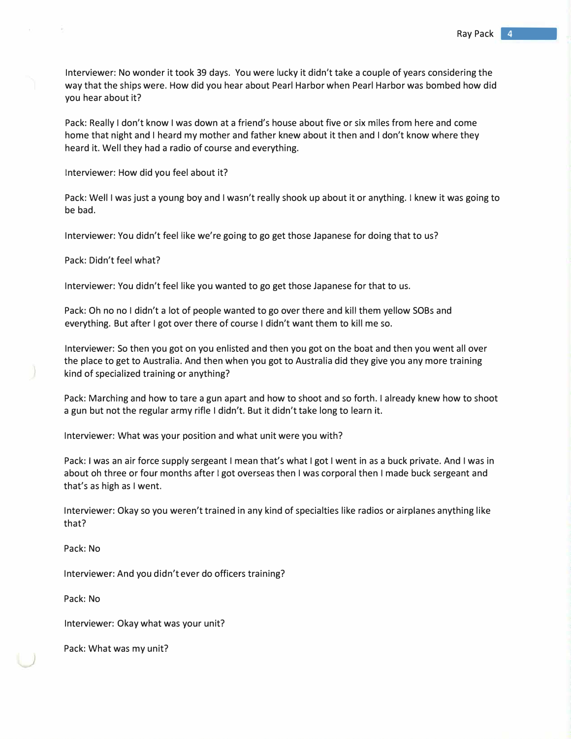Interviewer: No wonder it took 39 days. You were lucky it didn't take a couple of years considering the way that the ships were. How did you hear about Pearl Harbor when Pearl Harbor was bombed how did you hear about it?

Pack: Really I don't know I was down at a friend's house about five or six miles from here and come home that night and I heard my mother and father knew about it then and I don't know where they heard it. Well they had a radio of course and everything.

Interviewer: How did you feel about it?

Pack: Well I was just a young boy and I wasn't really shook up about it or anything. I knew it was going to be bad.

Interviewer: You didn't feel like we're going to go get those Japanese for doing that to us?

Pack: Didn't feel what?

Interviewer: You didn't feel like you wanted to go get those Japanese for that to us.

Pack: Oh no no I didn't a lot of people wanted to go over there and kill them yellow SOBs and everything. But after I got over there of course I didn't want them to kill me so.

Interviewer: So then you got on you enlisted and then you got on the boat and then you went all over the place to get to Australia. And then when you got to Australia did they give you any more training kind of specialized training or anything?

Pack: Marching and how to tare a gun apart and how to shoot and so forth. I already knew how to shoot a gun but not the regular army rifle I didn't. But it didn't take long to learn it.

Interviewer: What was your position and what unit were you with?

Pack: I was an air force supply sergeant I mean that's what I got I went in as a buck private. And I was in about oh three or four months after I got overseas then I was corporal then I made buck sergeant and that's as high as I went.

Interviewer: Okay so you weren't trained in any kind of specialties like radios or airplanes anything like that?

Pack: No

Interviewer: And you didn't ever do officers training?

Pack: No

Interviewer: Okay what was your unit?

Pack: What was my unit?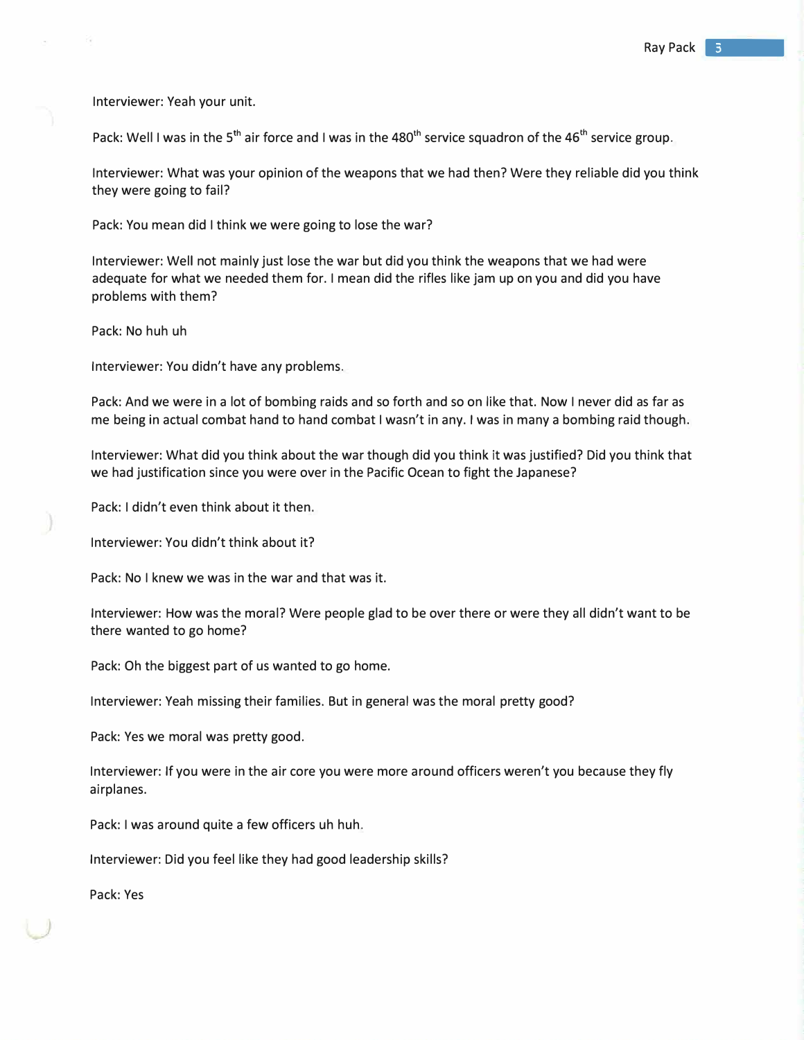Interviewer: Yeah your unit.

Pack: Well I was in the 5th air force and I was in the 480th service squadron of the 46th service group.

Interviewer: What was your opinion of the weapons that we had then? Were they reliable did you think they were going to fail?

Pack: You mean did I think we were going to lose the war?

Interviewer: Well not mainly just lose the war but did you think the weapons that we had were adequate for what we needed them for. I mean did the rifles like jam up on you and did you have problems with them?

Pack: No huh uh

Interviewer: You didn't have any problems.

Pack: And we were in a lot of bombing raids and so forth and so on like that. Now I never did as far as me being in actual combat hand to hand combat I wasn't in any. I was in many a bombing raid though.

Interviewer: What did you think about the war though did you think it was justified? Did you think that we had justification since you were over in the Pacific Ocean to fight the Japanese?

Pack: I didn't even think about it then.

Interviewer: You didn't think about it?

Pack: No I knew we was in the war and that was it.

Interviewer: How was the moral? Were people glad to be over there or were they all didn't want to be there wanted to go home?

Pack: Oh the biggest part of us wanted to go home.

Interviewer: Yeah missing their families. But in general was the moral pretty good?

Pack: Yes we moral was pretty good.

Interviewer: If you were in the air core you were more around officers weren't you because they fly airplanes.

Pack: I was around quite a few officers uh huh.

Interviewer: Did you feel like they had good leadership skills?

Pack: Yes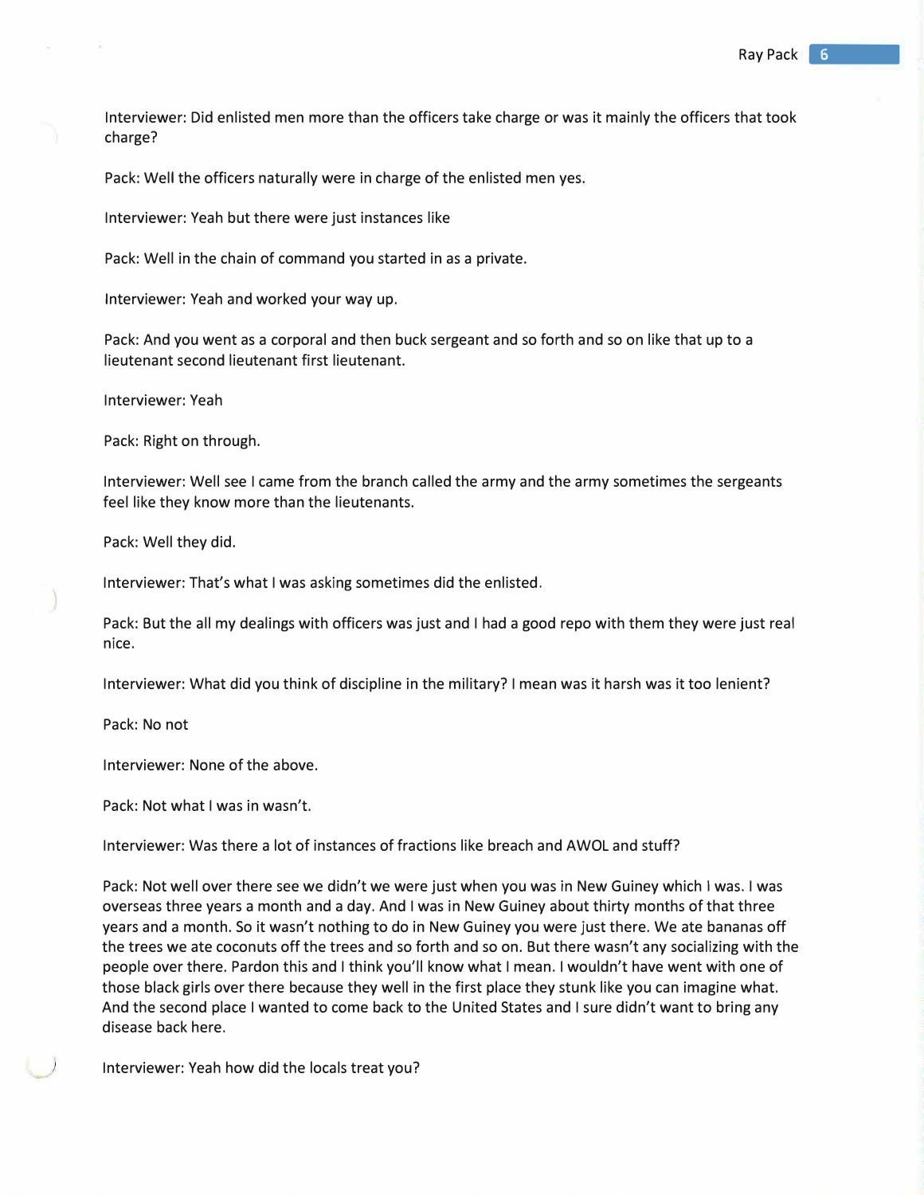Interviewer: Did enlisted men more than the officers take charge or was it mainly the officers that took charge?

Pack: Well the officers naturally were in charge of the enlisted men yes.

Interviewer: Yeah but there were just instances like

Pack: Well in the chain of command you started in as a private.

Interviewer: Yeah and worked your way up.

Pack: And you went as a corporal and then buck sergeant and so forth and so on like that up to a lieutenant second lieutenant first lieutenant.

Interviewer: Yeah

Pack: Right on through.

Interviewer: Well see I came from the branch called the army and the army sometimes the sergeants feel like they know more than the lieutenants.

Pack: Well they did.

Interviewer: That's what I was asking sometimes did the enlisted.

Pack: But the all my dealings with officers was just and I had a good repo with them they were just real nice.

Interviewer: What did you think of discipline in the military? I mean was it harsh was it too lenient?

Pack: No not

Interviewer: None of the above.

Pack: Not what I was in wasn't.

Interviewer: Was there a lot of instances of fractions like breach and AWOL and stuff?

Pack: Not well over there see we didn't we were just when you was in New Guiney which I was. I was overseas three years a month and a day. And I was in New Guiney about thirty months of that three years and a month. So it wasn't nothing to do in New Guiney you were just there. We ate bananas off the trees we ate coconuts off the trees and so forth and so on. But there wasn't any socializing with the people over there. Pardon this and I think you'll know what I mean. I wouldn't have went with one of those black girls over there because they well in the first place they stunk like you can imagine what. And the second place I wanted to come back to the United States and I sure didn't want to bring any disease back here.

Interviewer: Yeah how did the locals treat you?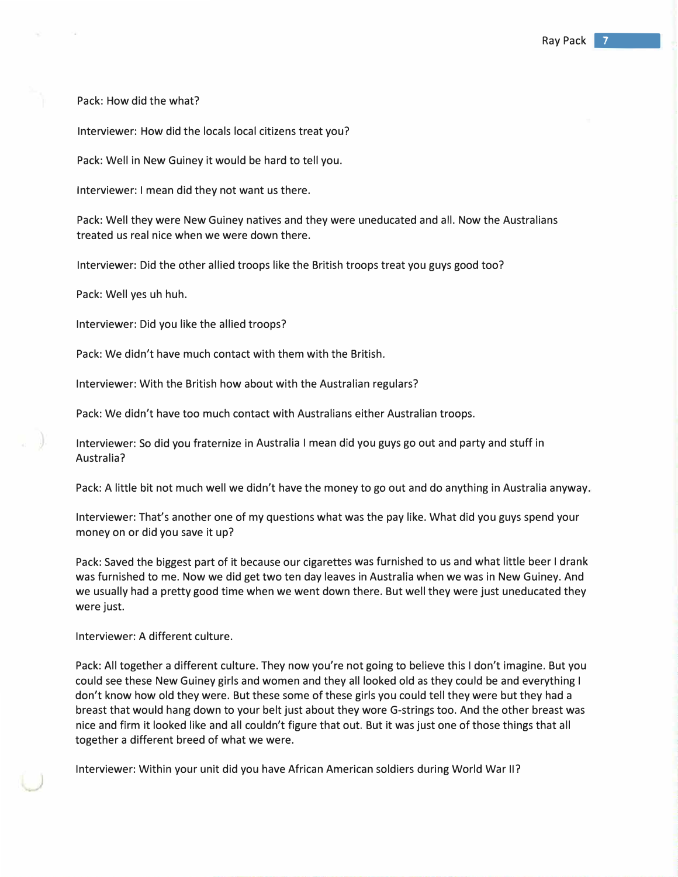Pack: How did the what?

Interviewer: How did the locals local citizens treat you?

Pack: Well in New Guiney it would be hard to tell you.

Interviewer: I mean did they not want us there.

Pack: Well they were New Guiney natives and they were uneducated and all. Now the Australians treated us real nice when we were down there.

Interviewer: Did the other allied troops like the British troops treat you guys good too?

Pack: Well yes uh huh.

Interviewer: Did you like the allied troops?

Pack: We didn't have much contact with them with the British.

Interviewer: With the British how about with the Australian regulars?

Pack: We didn't have too much contact with Australians either Australian troops.

Interviewer: So did you fraternize in Australia I mean did you guys go out and party and stuff in Australia?

Pack: A little bit not much well we didn't have the money to go out and do anything in Australia anyway.

Interviewer: That's another one of my questions what was the pay like. What did you guys spend your money on or did you save it up?

Pack: Saved the biggest part of it because our cigarettes was furnished to us and what little beer I drank was furnished to me. Now we did get two ten day leaves in Australia when we was in New Guiney. And we usually had a pretty good time when we went down there. But well they were just uneducated they were just.

Interviewer: A different culture.

Pack: All together a different culture. They now you're not going to believe this I don't imagine. But you could see these New Guiney girls and women and they all looked old as they could be and everything I don't know how old they were. But these some of these girls you could tell they were but they had a breast that would hang down to your belt just about they wore G-strings too. And the other breast was nice and firm it looked like and all couldn't figure that out. But it was just one of those things that all together a different breed of what we were.

Interviewer: Within your unit did you have African American soldiers during World War II?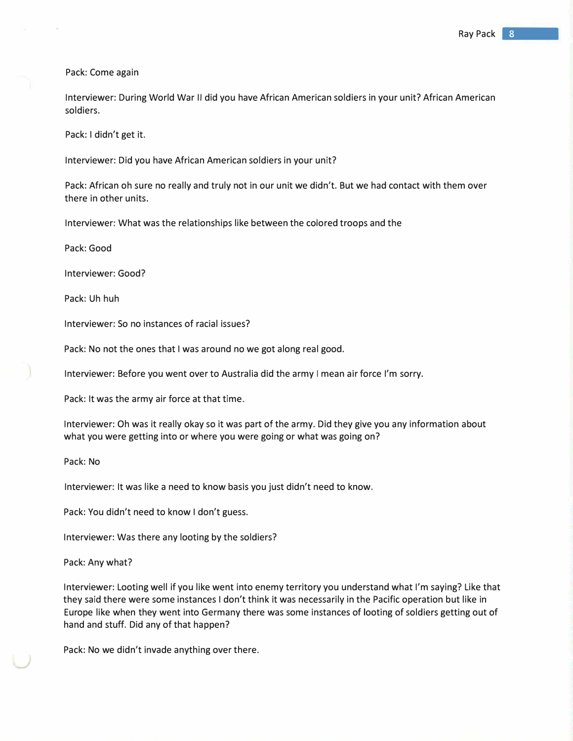Pack: Come again

Interviewer: During World War II did you have African American soldiers in your unit? African American soldiers.

Pack: I didn't get it.

Interviewer: Did you have African American soldiers in your unit?

Pack: African oh sure no really and truly not in our unit we didn't. But we had contact with them over there in other units.

Interviewer: What was the relationships like between the colored troops and the

Pack: Good

Interviewer: Good?

Pack: Uh huh

Interviewer: So no instances of racial issues?

Pack: No not the ones that I was around no we got along real good.

Interviewer: Before you went over to Australia did the army I mean air force I'm sorry.

Pack: It was the army air force at that time.

Interviewer: Oh was it really okay so it was part of the army. Did they give you any information about what you were getting into or where you were going or what was going on?

Pack: No

Interviewer: It was like a need to know basis you just didn't need to know.

Pack: You didn't need to know I don't guess.

Interviewer: Was there any looting by the soldiers?

Pack: Any what?

Interviewer: Looting well if you like went into enemy territory you understand what I'm saying? Like that they said there were some instances I don't think it was necessarily in the Pacific operation but like in Europe like when they went into Germany there was some instances of looting of soldiers getting out of hand and stuff. Did any of that happen?

Pack: No we didn't invade anything over there.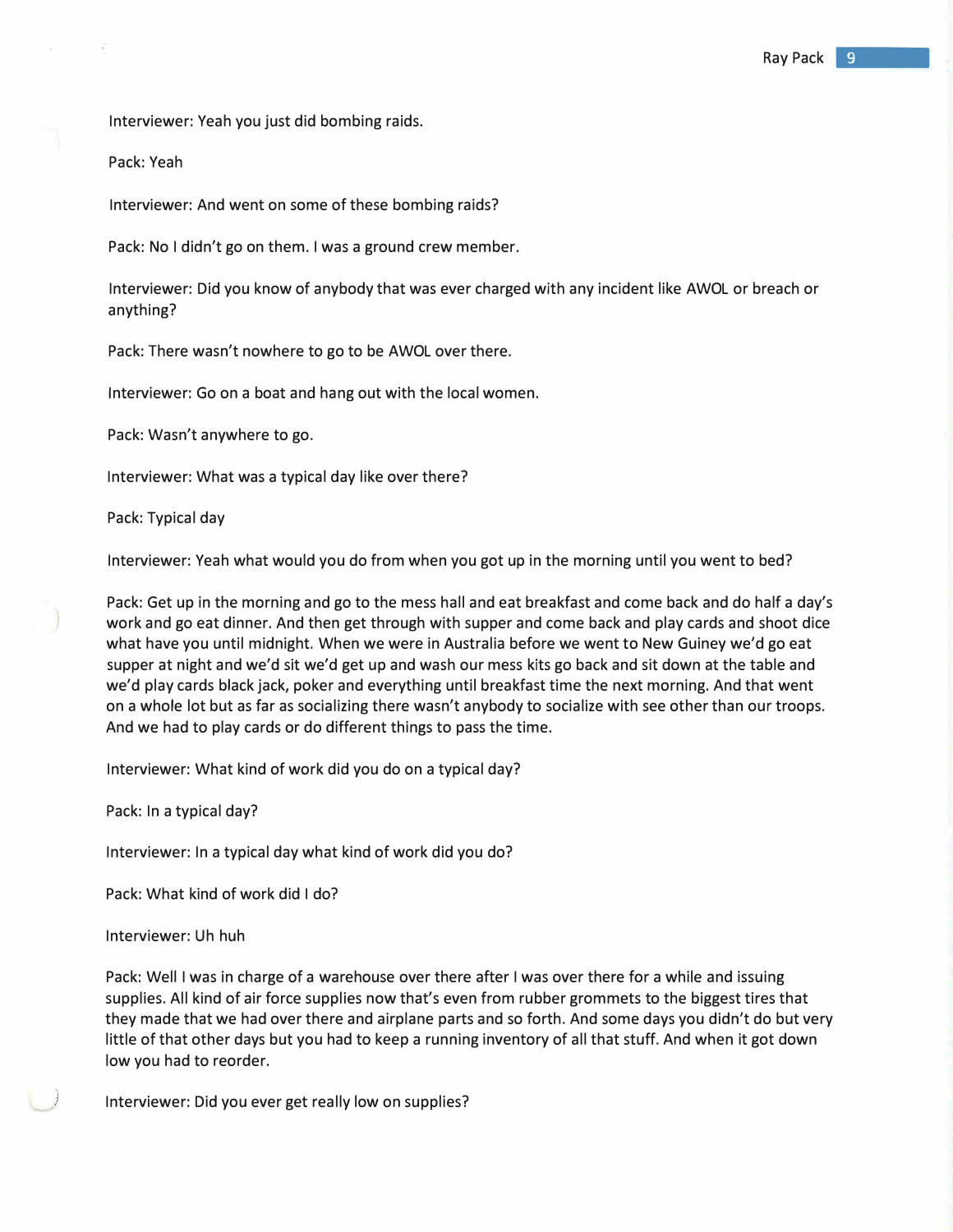Interviewer: Yeah you just did bombing raids.

Pack: Yeah

Interviewer: And went on some of these bombing raids?

Pack: No I didn't go on them. I was a ground crew member.

Interviewer: Did you know of anybody that was ever charged with any incident like AWOL or breach or anything?

Pack: There wasn't nowhere to go to be AWOL over there.

Interviewer: Go on a boat and hang out with the local women.

Pack: Wasn't anywhere to go.

Interviewer: What was a typical day like over there?

Pack: Typical day

Interviewer: Yeah what would you do from when you got up in the morning until you went to bed?

Pack: Get up in the morning and go to the mess hall and eat breakfast and come back and do half a day's work and go eat dinner. And then get through with supper and come back and play cards and shoot dice what have you until midnight. When we were in Australia before we went to New Guiney we'd go eat supper at night and we'd sit we'd get up and wash our mess kits go back and sit down at the table and we'd play cards black jack, poker and everything until breakfast time the next morning. And that went on a whole lot but as far as socializing there wasn't anybody to socialize with see other than our troops. And we had to play cards or do different things to pass the time.

Interviewer: What kind of work did you do on a typical day?

Pack: In a typical day?

Interviewer: In a typical day what kind of work did you do?

Pack: What kind of work did I do?

Interviewer: Uh huh

Pack: Well I was in charge of a warehouse over there after I was over there for a while and issuing supplies. All kind of air force supplies now that's even from rubber grommets to the biggest tires that they made that we had over there and airplane parts and so forth. And some days you didn't do but very little of that other days but you had to keep a running inventory of all that stuff. And when it got down low you had to reorder.

Interviewer: Did you ever get really low on supplies?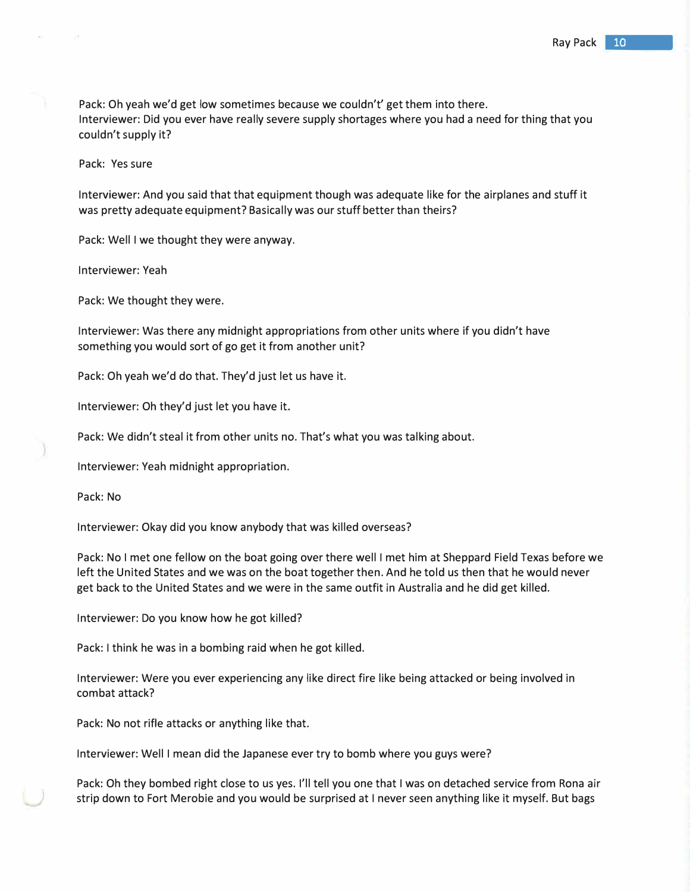Pack: Oh yeah we'd get low sometimes because we couldn't' get them into there.
Interviewer: Did you ever have really severe supply shortages where you had a need for thing that you couldn't supply it?

Pack: Yes sure

Interviewer: And you said that that equipment though was adequate like for the airplanes and stuff it was pretty adequate equipment? Basically was our stuff better than theirs?

Pack: Well I we thought they were anyway.

Interviewer: Yeah

Pack: We thought they were.

Interviewer: Was there any midnight appropriations from other units where if you didn't have something you would sort of go get it from another unit?

Pack: Oh yeah we'd do that. They'd just let us have it.

Interviewer: Oh they'd just let you have it.

Pack: We didn't steal it from other units no. That's what you was talking about.

Interviewer: Yeah midnight appropriation.

Pack: No

Interviewer: Okay did you know anybody that was killed overseas?

Pack: No I met one fellow on the boat going over there well I met him at Sheppard Field Texas before we left the United States and we was on the boat together then. And he told us then that he would never get back to the United States and we were in the same outfit in Australia and he did get killed.

Interviewer: Do you know how he got killed?

Pack: I think he was in a bombing raid when he got killed.

Interviewer: Were you ever experiencing any like direct fire like being attacked or being involved in combat attack?

Pack: No not rifle attacks or anything like that.

Interviewer: Well I mean did the Japanese ever try to bomb where you guys were?

Pack: Oh they bombed right close to us yes. I'll tell you one that I was on detached service from Rona air strip down to Fort Merobie and you would be surprised at I never seen anything like it myself. But bags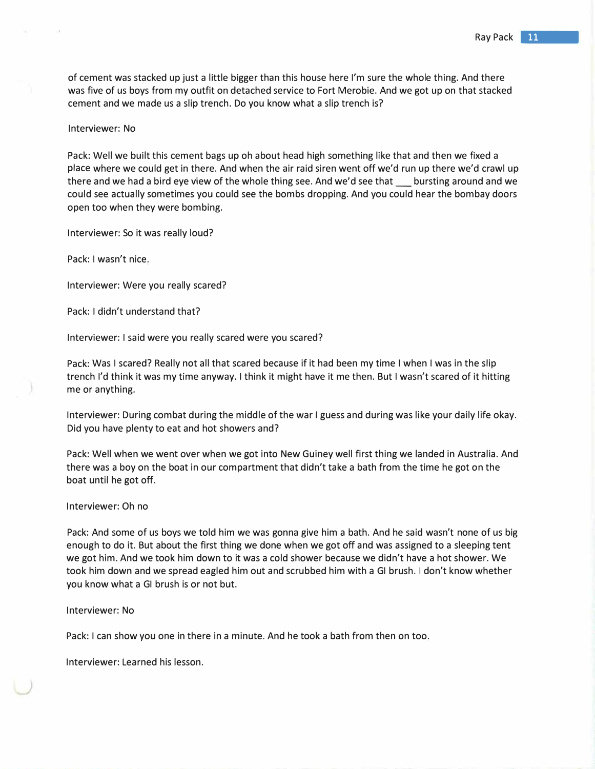of cement was stacked up just a little bigger than this house here I'm sure the whole thing. And there was five of us boys from my outfit on detached service to Fort Merobie. And we got up on that stacked cement and we made us a slip trench. Do you know what a slip trench is?

Interviewer: No

Pack: Well we built this cement bags up oh about head high something like that and then we fixed a place where we could get in there. And when the air raid siren went off we'd run up there we'd crawl up there and we had a bird eye view of the whole thing see. And we'd see that ___ bursting around and we could see actually sometimes you could see the bombs dropping. And you could hear the bombay doors open too when they were bombing.

Interviewer: So it was really loud?

Pack: I wasn't nice.

Interviewer: Were you really scared?

Pack: I didn't understand that?

Interviewer: I said were you really scared were you scared?

Pack: Was I scared? Really not all that scared because if it had been my time I when I was in the slip trench I'd think it was my time anyway. I think it might have it me then. But I wasn't scared of it hitting me or anything.

Interviewer: During combat during the middle of the war I guess and during was like your daily life okay. Did you have plenty to eat and hot showers and?

Pack: Well when we went over when we got into New Guiney well first thing we landed in Australia. And there was a boy on the boat in our compartment that didn't take a bath from the time he got on the boat until he got off.

Interviewer: Oh no

Pack: And some of us boys we told him we was gonna give him a bath. And he said wasn't none of us big enough to do it. But about the first thing we done when we got off and was assigned to a sleeping tent we got him. And we took him down to it was a cold shower because we didn't have a hot shower. We took him down and we spread eagled him out and scrubbed him with a GI brush. I don't know whether you know what a GI brush is or not but.

Interviewer: No

Pack: I can show you one in there in a minute. And he took a bath from then on too.

Interviewer: Learned his lesson.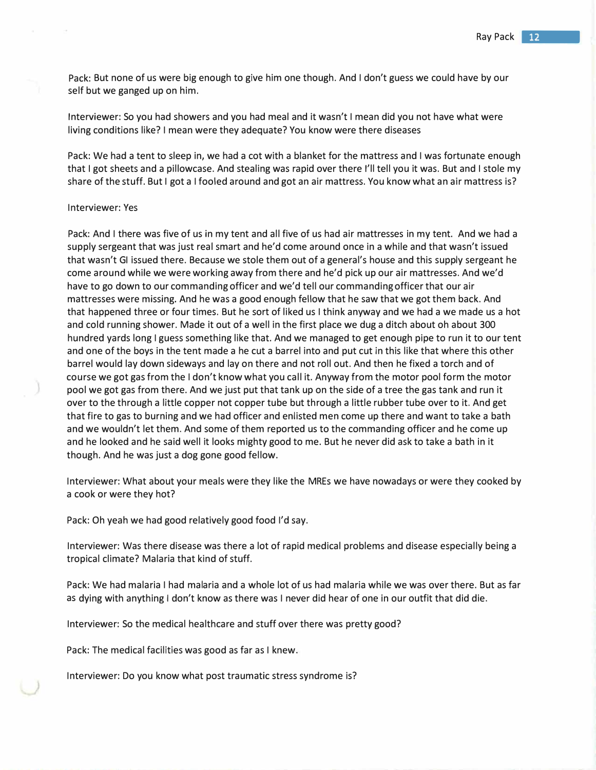Pack: But none of us were big enough to give him one though. And I don't guess we could have by our self but we ganged up on him.

Interviewer: So you had showers and you had meal and it wasn't I mean did you not have what were living conditions like? I mean were they adequate? You know were there diseases

Pack: We had a tent to sleep in, we had a cot with a blanket for the mattress and I was fortunate enough that I got sheets and a pillowcase. And stealing was rapid over there I'll tell you it was. But and I stole my share of the stuff. But I got a I fooled around and got an air mattress. You know what an air mattress is?

Interviewer: Yes

Pack: And I there was five of us in my tent and all five of us had air mattresses in my tent. And we had a supply sergeant that was just real smart and he'd come around once in a while and that wasn't issued that wasn't GI issued there. Because we stole them out of a general's house and this supply sergeant he come around while we were working away from there and he'd pick up our air mattresses. And we'd have to go down to our commanding officer and we'd tell our commanding officer that our air mattresses were missing. And he was a good enough fellow that he saw that we got them back. And that happened three or four times. But he sort of liked us I think anyway and we had a we made us a hot and cold running shower. Made it out of a well in the first place we dug a ditch about oh about 300 hundred yards long I guess something like that. And we managed to get enough pipe to run it to our tent and one of the boys in the tent made a he cut a barrel into and put cut in this like that where this other barrel would lay down sideways and lay on there and not roll out. And then he fixed a torch and of course we got gas from the I don't know what you call it. Anyway from the motor pool form the motor pool we got gas from there. And we just put that tank up on the side of a tree the gas tank and run it over to the through a little copper not copper tube but through a little rubber tube over to it. And get that fire to gas to burning and we had officer and enlisted men come up there and want to take a bath and we wouldn't let them. And some of them reported us to the commanding officer and he come up and he looked and he said well it looks mighty good to me. But he never did ask to take a bath in it though. And he was just a dog gone good fellow.

Interviewer: What about your meals were they like the MREs we have nowadays or were they cooked by a cook or were they hot?

Pack: Oh yeah we had good relatively good food I'd say.

Interviewer: Was there disease was there a lot of rapid medical problems and disease especially being a tropical climate? Malaria that kind of stuff.

Pack: We had malaria I had malaria and a whole lot of us had malaria while we was over there. But as far as dying with anything I don't know as there was I never did hear of one in our outfit that did die.

Interviewer: So the medical healthcare and stuff over there was pretty good?

Pack: The medical facilities was good as far as I knew.

Interviewer: Do you know what post traumatic stress syndrome is?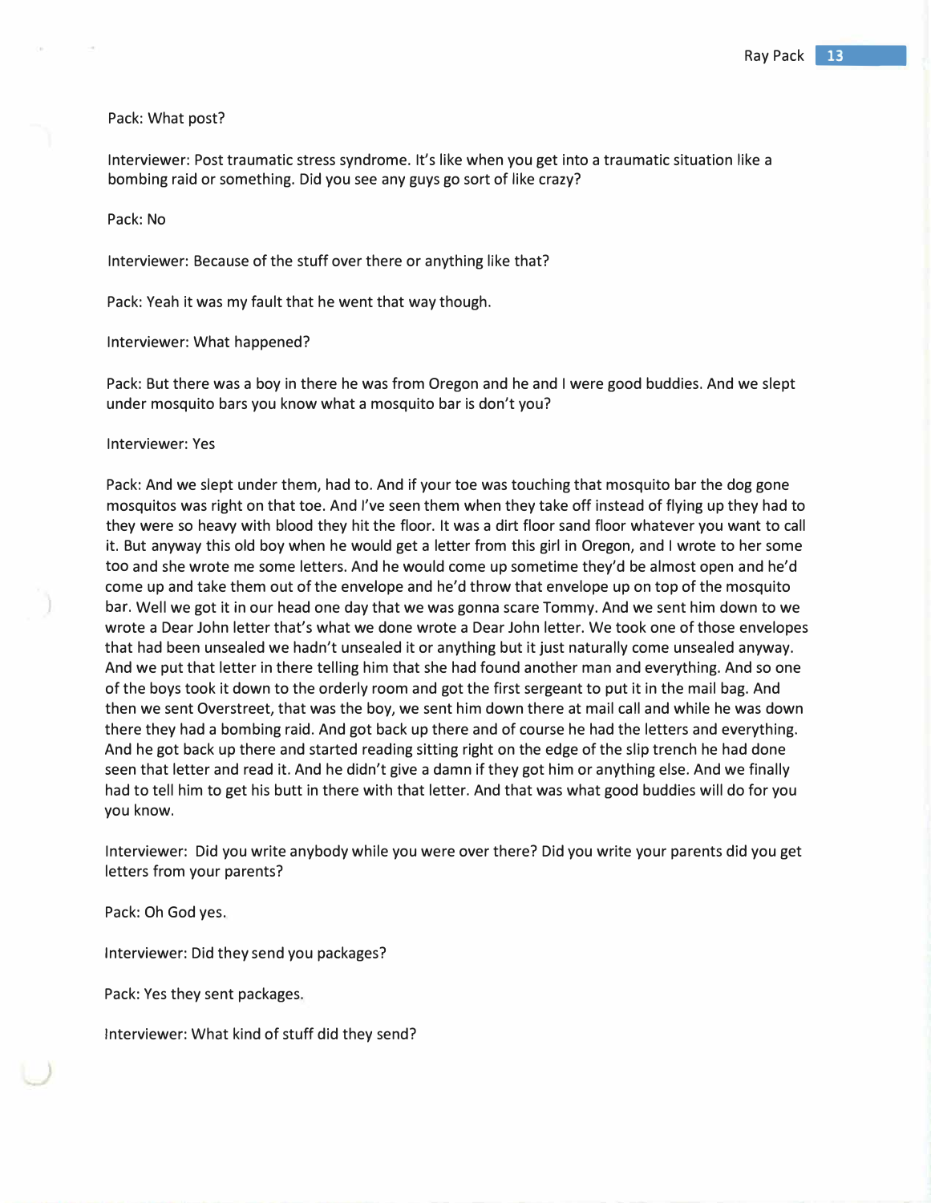Pack: What post?

Interviewer: Post traumatic stress syndrome. It's like when you get into a traumatic situation like a bombing raid or something. Did you see any guys go sort of like crazy?

Pack: No

Interviewer: Because of the stuff over there or anything like that?

Pack: Yeah it was my fault that he went that way though.

Interviewer: What happened?

Pack: But there was a boy in there he was from Oregon and he and I were good buddies. And we slept under mosquito bars you know what a mosquito bar is don't you?

Interviewer: Yes

Pack: And we slept under them, had to. And if your toe was touching that mosquito bar the dog gone mosquitos was right on that toe. And I've seen them when they take off instead of flying up they had to they were so heavy with blood they hit the floor. It was a dirt floor sand floor whatever you want to call it. But anyway this old boy when he would get a letter from this girl in Oregon, and I wrote to her some too and she wrote me some letters. And he would come up sometime they'd be almost open and he'd come up and take them out of the envelope and he'd throw that envelope up on top of the mosquito bar. Well we got it in our head one day that we was gonna scare Tommy. And we sent him down to we wrote a Dear John letter that's what we done wrote a Dear John letter. We took one of those envelopes that had been unsealed we hadn't unsealed it or anything but it just naturally come unsealed anyway. And we put that letter in there telling him that she had found another man and everything. And so one of the boys took it down to the orderly room and got the first sergeant to put it in the mail bag. And then we sent Overstreet, that was the boy, we sent him down there at mail call and while he was down there they had a bombing raid. And got back up there and of course he had the letters and everything. And he got back up there and started reading sitting right on the edge of the slip trench he had done seen that letter and read it. And he didn't give a damn if they got him or anything else. And we finally had to tell him to get his butt in there with that letter. And that was what good buddies will do for you you know.

Interviewer: Did you write anybody while you were over there? Did you write your parents did you get letters from your parents?

Pack: Oh God yes.

Interviewer: Did they send you packages?

Pack: Yes they sent packages.

Interviewer: What kind of stuff did they send?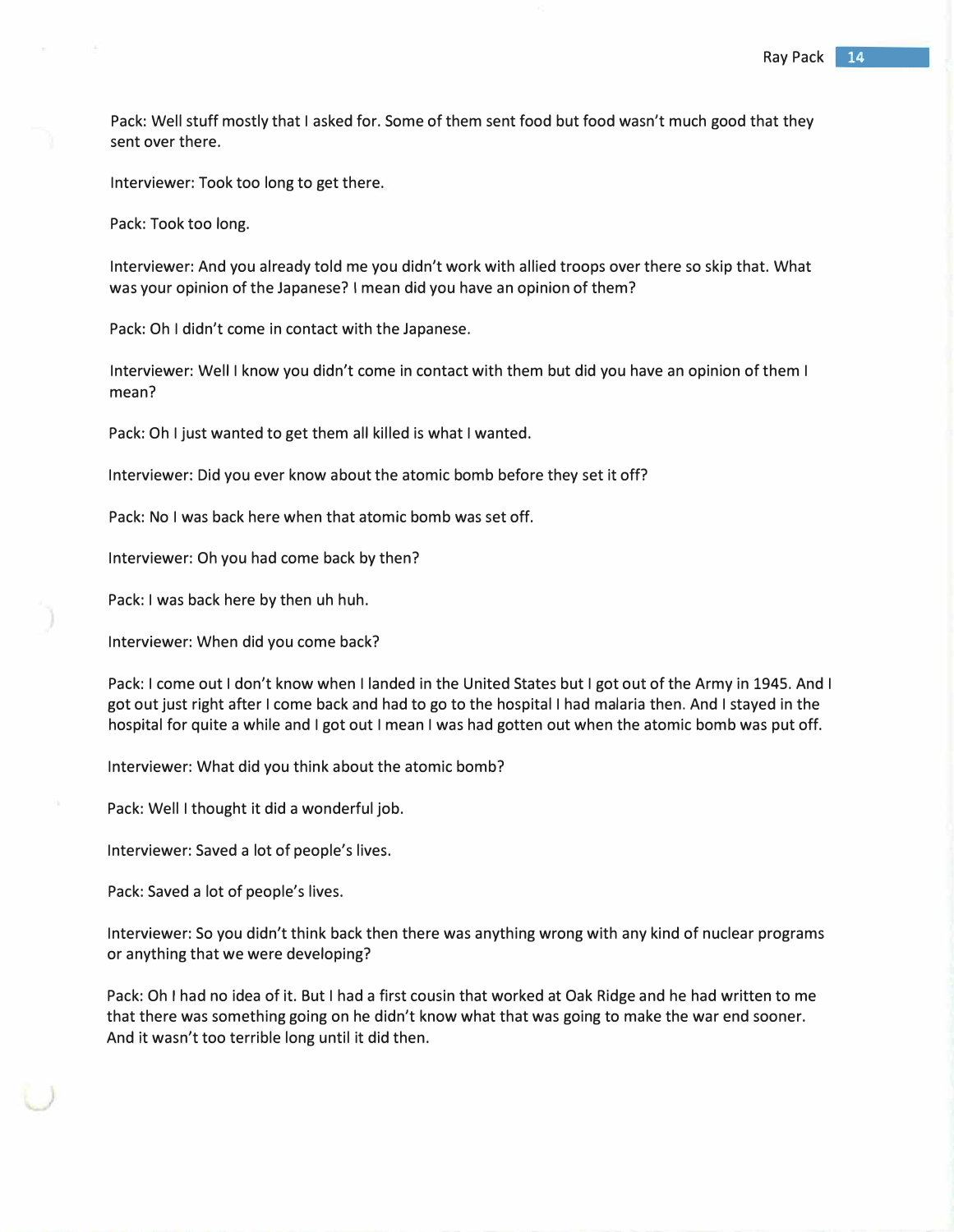Pack: Well stuff mostly that I asked for. Some of them sent food but food wasn't much good that they sent over there.

Interviewer: Took too long to get there.

Pack: Took too long.

Interviewer: And you already told me you didn't work with allied troops over there so skip that. What was your opinion of the Japanese? I mean did you have an opinion of them?

Pack: Oh I didn't come in contact with the Japanese.

Interviewer: Well I know you didn't come in contact with them but did you have an opinion of them I mean?

Pack: Oh I just wanted to get them all killed is what I wanted.

Interviewer: Did you ever know about the atomic bomb before they set it off?

Pack: No I was back here when that atomic bomb was set off.

Interviewer: Oh you had come back by then?

Pack: I was back here by then uh huh.

Interviewer: When did you come back?

Pack: I come out I don't know when I landed in the United States but I got out of the Army in 1945. And I got out just right after I come back and had to go to the hospital I had malaria then. And I stayed in the hospital for quite a while and I got out I mean I was had gotten out when the atomic bomb was put off.

Interviewer: What did you think about the atomic bomb?

Pack: Well I thought it did a wonderful job.

Interviewer: Saved a lot of people's lives.

Pack: Saved a lot of people's lives.

Interviewer: So you didn't think back then there was anything wrong with any kind of nuclear programs or anything that we were developing?

Pack: Oh I had no idea of it. But I had a first cousin that worked at Oak Ridge and he had written to me that there was something going on he didn't know what that was going to make the war end sooner. And it wasn't too terrible long until it did then.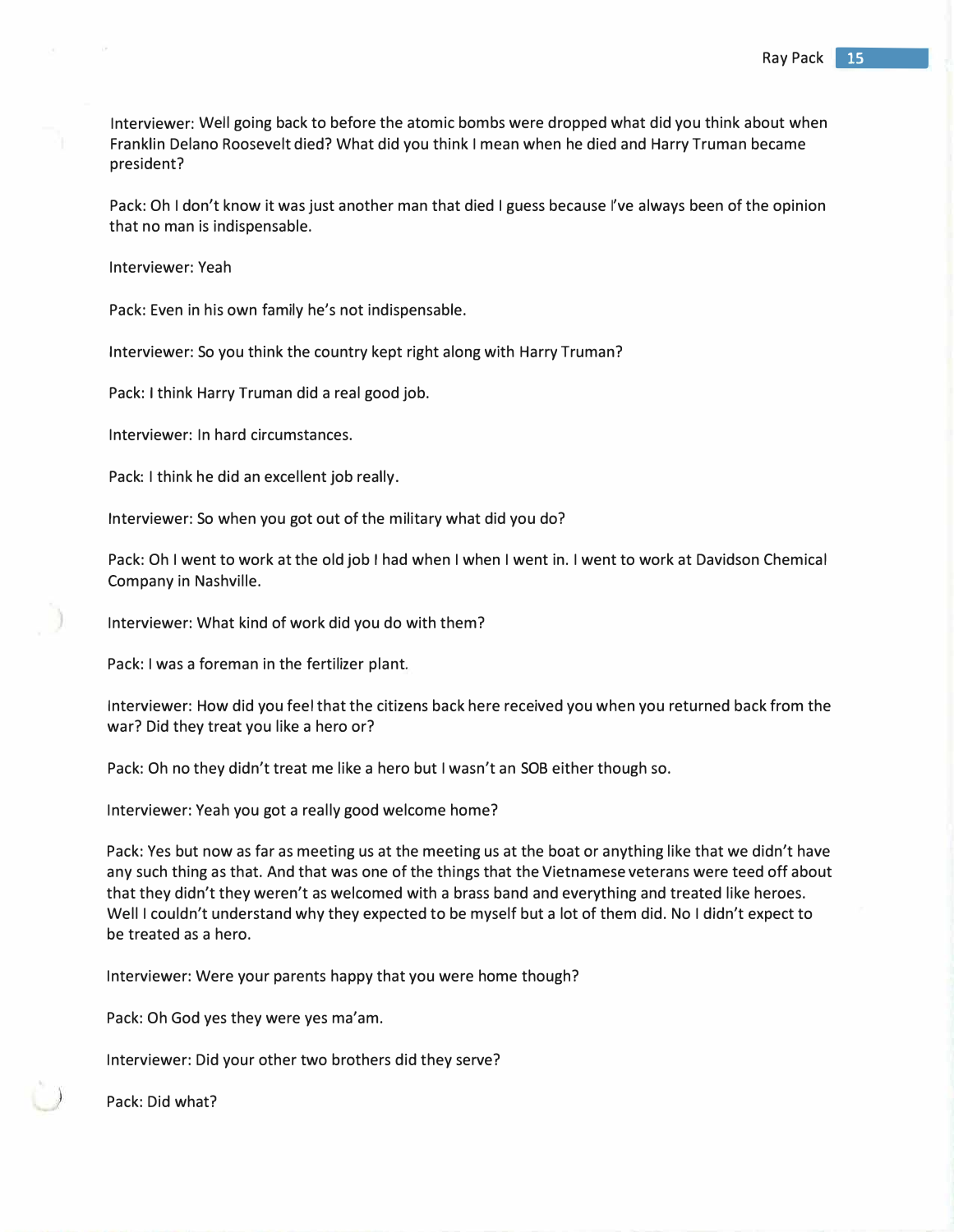Interviewer: Well going back to before the atomic bombs were dropped what did you think about when Franklin Delano Roosevelt died? What did you think I mean when he died and Harry Truman became president?

Pack: Oh I don't know it was just another man that died I guess because I've always been of the opinion that no man is indispensable.

Interviewer: Yeah

Pack: Even in his own family he's not indispensable.

Interviewer: So you think the country kept right along with Harry Truman?

Pack: I think Harry Truman did a real good job.

Interviewer: In hard circumstances.

Pack: I think he did an excellent job really.

Interviewer: So when you got out of the military what did you do?

Pack: Oh I went to work at the old job I had when I when I went in. I went to work at Davidson Chemical Company in Nashville.

Interviewer: What kind of work did you do with them?

Pack: I was a foreman in the fertilizer plant.

Interviewer: How did you feel that the citizens back here received you when you returned back from the war? Did they treat you like a hero or?

Pack: Oh no they didn't treat me like a hero but I wasn't an SOB either though so.

Interviewer: Yeah you got a really good welcome home?

Pack: Yes but now as far as meeting us at the meeting us at the boat or anything like that we didn't have any such thing as that. And that was one of the things that the Vietnamese veterans were teed off about that they didn't they weren't as welcomed with a brass band and everything and treated like heroes. Well I couldn't understand why they expected to be myself but a lot of them did. No I didn't expect to be treated as a hero.

Interviewer: Were your parents happy that you were home though?

Pack: Oh God yes they were yes ma'am.

Interviewer: Did your other two brothers did they serve?

Pack: Did what?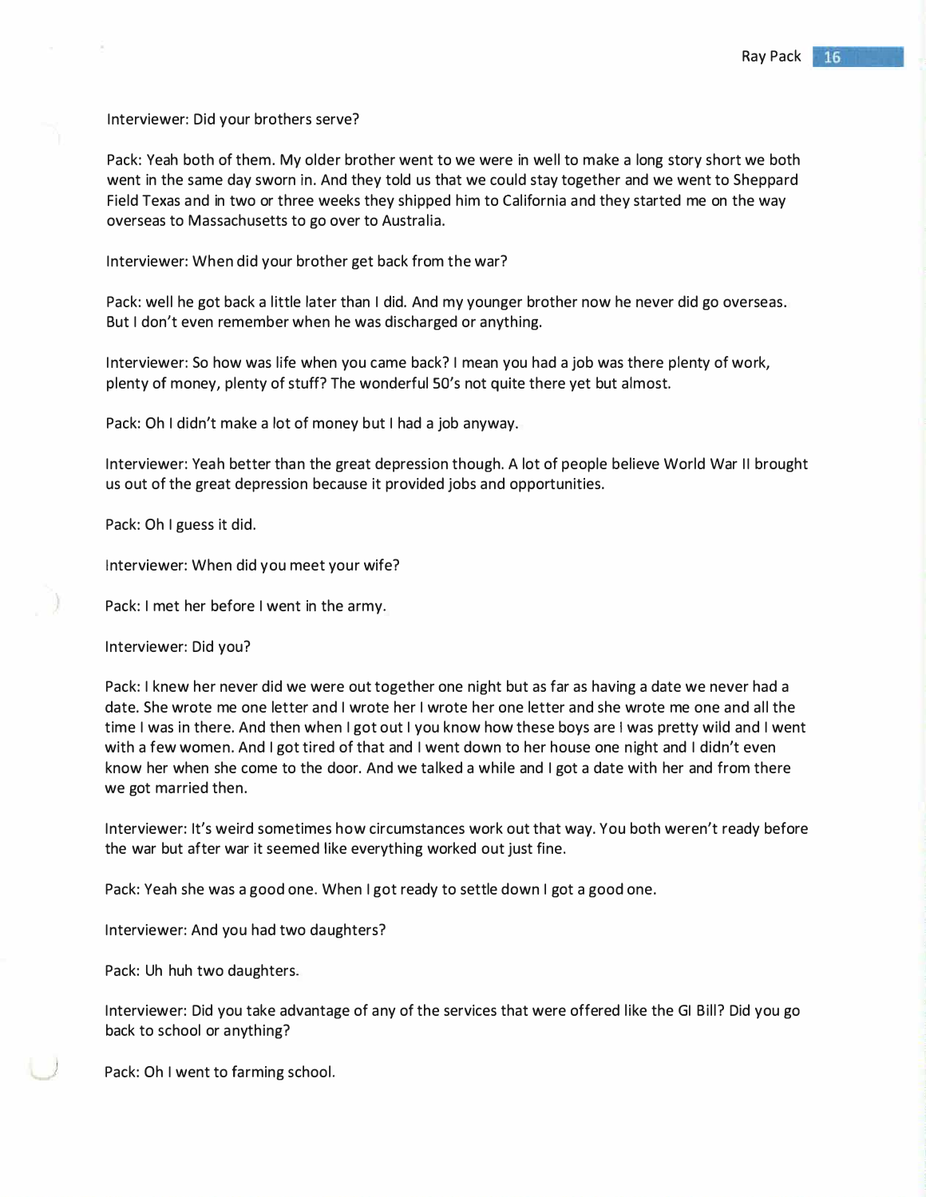Interviewer: Did your brothers serve?

Pack: Yeah both of them. My older brother went to we were in well to make a long story short we both went in the same day sworn in. And they told us that we could stay together and we went to Sheppard Field Texas and in two or three weeks they shipped him to California and they started me on the way overseas to Massachusetts to go over to Australia.

Interviewer: When did your brother get back from the war?

Pack: well he got back a little later than I did. And my younger brother now he never did go overseas. But I don't even remember when he was discharged or anything.

Interviewer: So how was life when you came back? I mean you had a job was there plenty of work, plenty of money, plenty of stuff? The wonderful 50's not quite there yet but almost.

Pack: Oh I didn't make a lot of money but I had a job anyway.

Interviewer: Yeah better than the great depression though. A lot of people believe World War II brought us out of the great depression because it provided jobs and opportunities.

Pack: Oh I guess it did.

Interviewer: When did you meet your wife?

Pack: I met her before I went in the army.

Interviewer: Did you?

Pack: I knew her never did we were out together one night but as far as having a date we never had a date. She wrote me one letter and I wrote her I wrote her one letter and she wrote me one and all the time I was in there. And then when I got out I you know how these boys are I was pretty wild and I went with a few women. And I got tired of that and I went down to her house one night and I didn't even know her when she come to the door. And we talked a while and I got a date with her and from there we got married then.

Interviewer: It's weird sometimes how circumstances work out that way. You both weren't ready before the war but after war it seemed like everything worked out just fine.

Pack: Yeah she was a good one. When I got ready to settle down I got a good one.

Interviewer: And you had two daughters?

Pack: Uh huh two daughters.

Interviewer: Did you take advantage of any of the services that were offered like the GI Bill? Did you go back to school or anything?

Pack: Oh I went to farming school.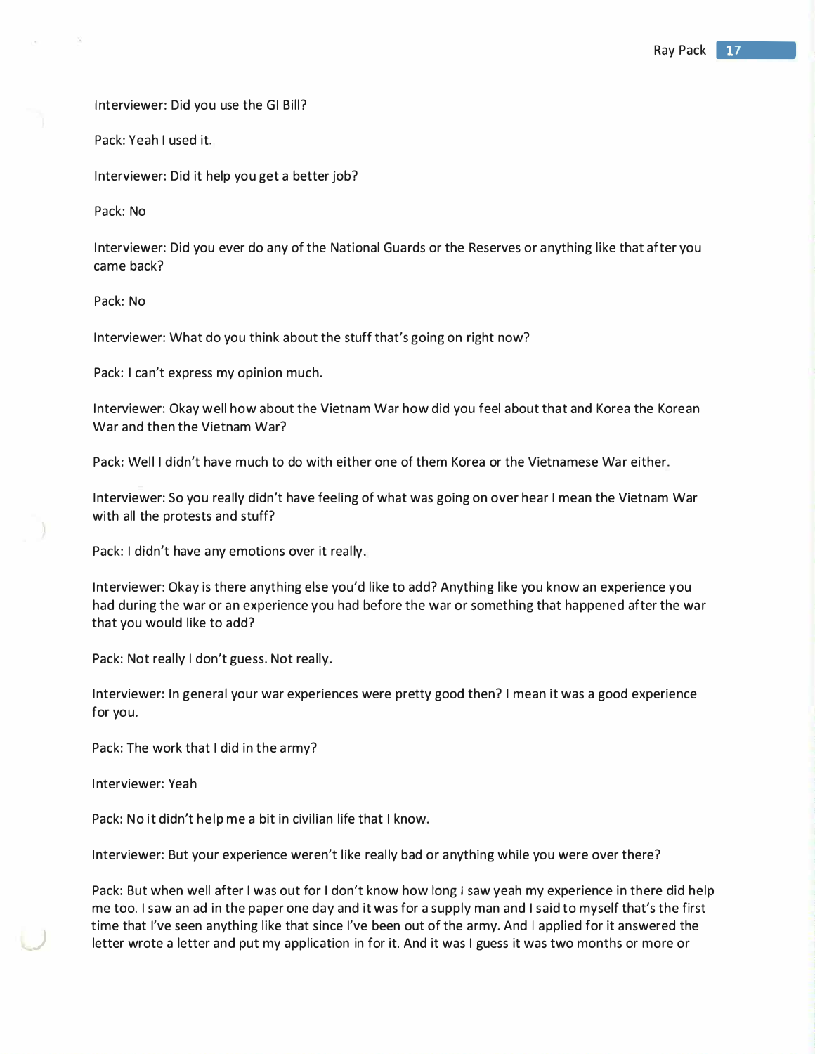Interviewer: Did you use the GI Bill?

Pack: Yeah I used it.

Interviewer: Did it help you get a better job?

Pack: No

Interviewer: Did you ever do any of the National Guards or the Reserves or anything like that after you came back?

Pack: No

Interviewer: What do you think about the stuff that's going on right now?

Pack: I can't express my opinion much.

Interviewer: Okay well how about the Vietnam War how did you feel about that and Korea the Korean War and then the Vietnam War?

Pack: Well I didn't have much to do with either one of them Korea or the Vietnamese War either.

Interviewer: So you really didn't have feeling of what was going on over hear I mean the Vietnam War with all the protests and stuff?

Pack: I didn't have any emotions over it really.

Interviewer: Okay is there anything else you'd like to add? Anything like you know an experience you had during the war or an experience you had before the war or something that happened after the war that you would like to add?

Pack: Not really I don't guess. Not really.

Interviewer: In general your war experiences were pretty good then? I mean it was a good experience for you.

Pack: The work that I did in the army?

Interviewer: Yeah

Pack: No it didn't help me a bit in civilian life that I know.

Interviewer: But your experience weren't like really bad or anything while you were over there?

Pack: But when well after I was out for I don't know how long I saw yeah my experience in there did help me too. I saw an ad in the paper one day and it was for a supply man and I said to myself that's the first time that I've seen anything like that since I've been out of the army. And I applied for it answered the letter wrote a letter and put my application in for it. And it was I guess it was two months or more or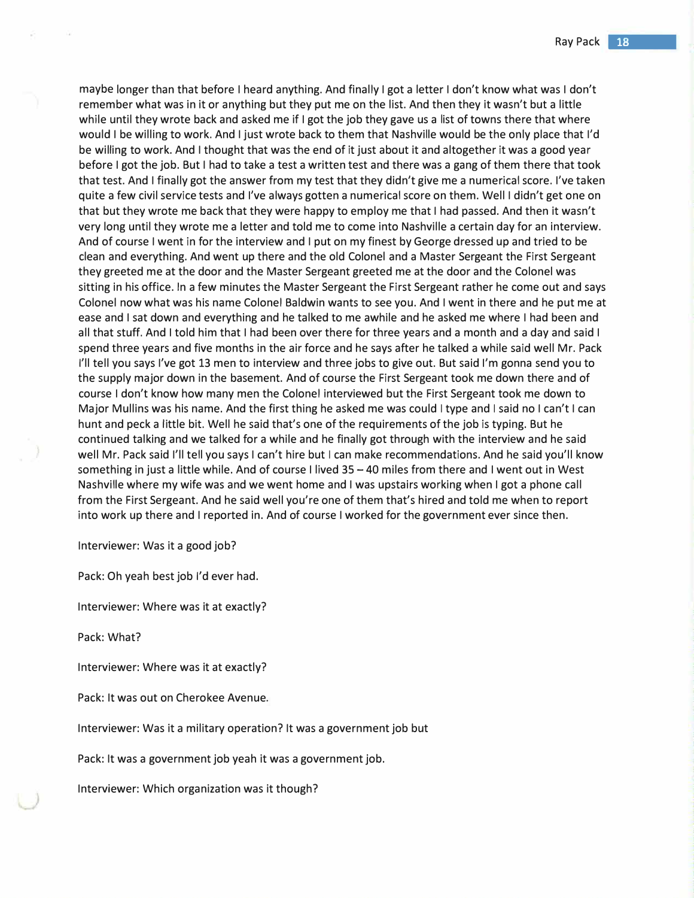maybe longer than that before I heard anything. And finally I got a letter I don't know what was I don't remember what was in it or anything but they put me on the list. And then they it wasn't but a little while until they wrote back and asked me if I got the job they gave us a list of towns there that where would I be willing to work. And I just wrote back to them that Nashville would be the only place that I'd be willing to work. And I thought that was the end of it just about it and altogether it was a good year before I got the job. But I had to take a test a written test and there was a gang of them there that took that test. And I finally got the answer from my test that they didn't give me a numerical score. I've taken quite a few civil service tests and I've always gotten a numerical score on them. Well I didn't get one on that but they wrote me back that they were happy to employ me that I had passed. And then it wasn't very long until they wrote me a letter and told me to come into Nashville a certain day for an interview. And of course I went in for the interview and I put on my finest by George dressed up and tried to be clean and everything. And went up there and the old Colonel and a Master Sergeant the First Sergeant they greeted me at the door and the Master Sergeant greeted me at the door and the Colonel was sitting in his office. In a few minutes the Master Sergeant the First Sergeant rather he come out and says Colonel now what was his name Colonel Baldwin wants to see you. And I went in there and he put me at ease and I sat down and everything and he talked to me awhile and he asked me where I had been and all that stuff. And I told him that I had been over there for three years and a month and a day and said I spend three years and five months in the air force and he says after he talked a while said well Mr. Pack I'll tell you says I've got 13 men to interview and three jobs to give out. But said I'm gonna send you to the supply major down in the basement. And of course the First Sergeant took me down there and of course I don't know how many men the Colonel interviewed but the First Sergeant took me down to Major Mullins was his name. And the first thing he asked me was could I type and I said no I can't I can hunt and peck a little bit. Well he said that's one of the requirements of the job is typing. But he continued talking and we talked for a while and he finally got through with the interview and he said well Mr. Pack said I'll tell you says I can't hire but I can make recommendations. And he said you'll know something in just a little while. And of course I lived 35 – 40 miles from there and I went out in West Nashville where my wife was and we went home and I was upstairs working when I got a phone call from the First Sergeant. And he said well you're one of them that's hired and told me when to report into work up there and I reported in. And of course I worked for the government ever since then.

Interviewer: Was it a good job?

Pack: Oh yeah best job I'd ever had.

Interviewer: Where was it at exactly?

Pack: What?

Interviewer: Where was it at exactly?

Pack: It was out on Cherokee Avenue.

Interviewer: Was it a military operation? It was a government job but

Pack: It was a government job yeah it was a government job.

Interviewer: Which organization was it though?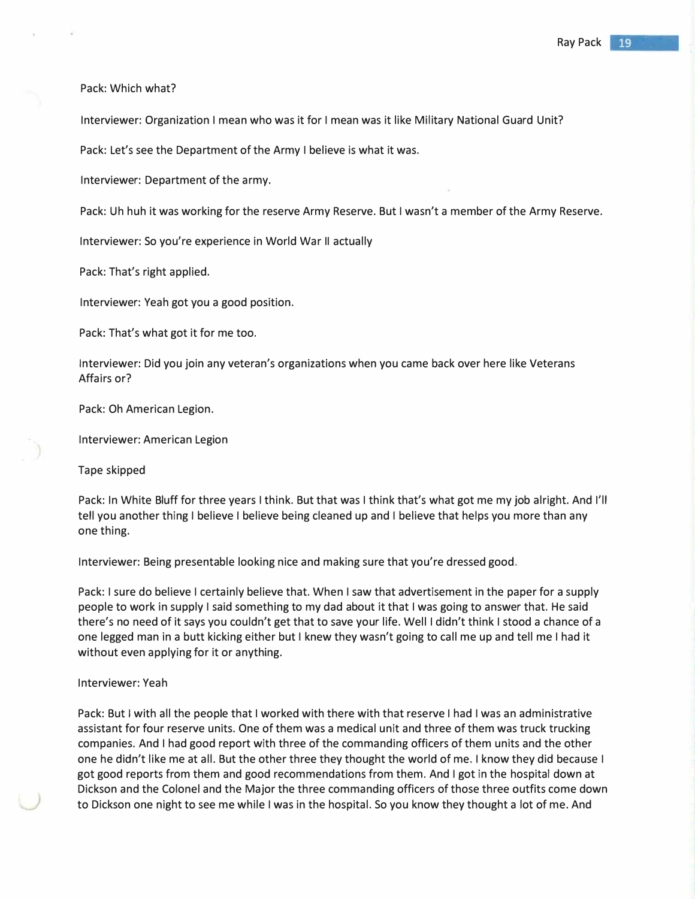Pack: Which what?

Interviewer: Organization I mean who was it for I mean was it like Military National Guard Unit?

Pack: Let's see the Department of the Army I believe is what it was.

Interviewer: Department of the army.

Pack: Uh huh it was working for the reserve Army Reserve. But I wasn't a member of the Army Reserve.

Interviewer: So you're experience in World War II actually

Pack: That's right applied.

Interviewer: Yeah got you a good position.

Pack: That's what got it for me too.

Interviewer: Did you join any veteran's organizations when you came back over here like Veterans Affairs or?

Pack: Oh American Legion.

Interviewer: American Legion

Tape skipped

Pack: In White Bluff for three years I think. But that was I think that's what got me my job alright. And I'll tell you another thing I believe I believe being cleaned up and I believe that helps you more than any one thing.

Interviewer: Being presentable looking nice and making sure that you're dressed good.

Pack: I sure do believe I certainly believe that. When I saw that advertisement in the paper for a supply people to work in supply I said something to my dad about it that I was going to answer that. He said there's no need of it says you couldn't get that to save your life. Well I didn't think I stood a chance of a one legged man in a butt kicking either but I knew they wasn't going to call me up and tell me I had it without even applying for it or anything.

Interviewer: Yeah

Pack: But I with all the people that I worked with there with that reserve I had I was an administrative assistant for four reserve units. One of them was a medical unit and three of them was truck trucking companies. And I had good report with three of the commanding officers of them units and the other one he didn't like me at all. But the other three they thought the world of me. I know they did because I got good reports from them and good recommendations from them. And I got in the hospital down at Dickson and the Colonel and the Major the three commanding officers of those three outfits come down to Dickson one night to see me while I was in the hospital. So you know they thought a lot of me. And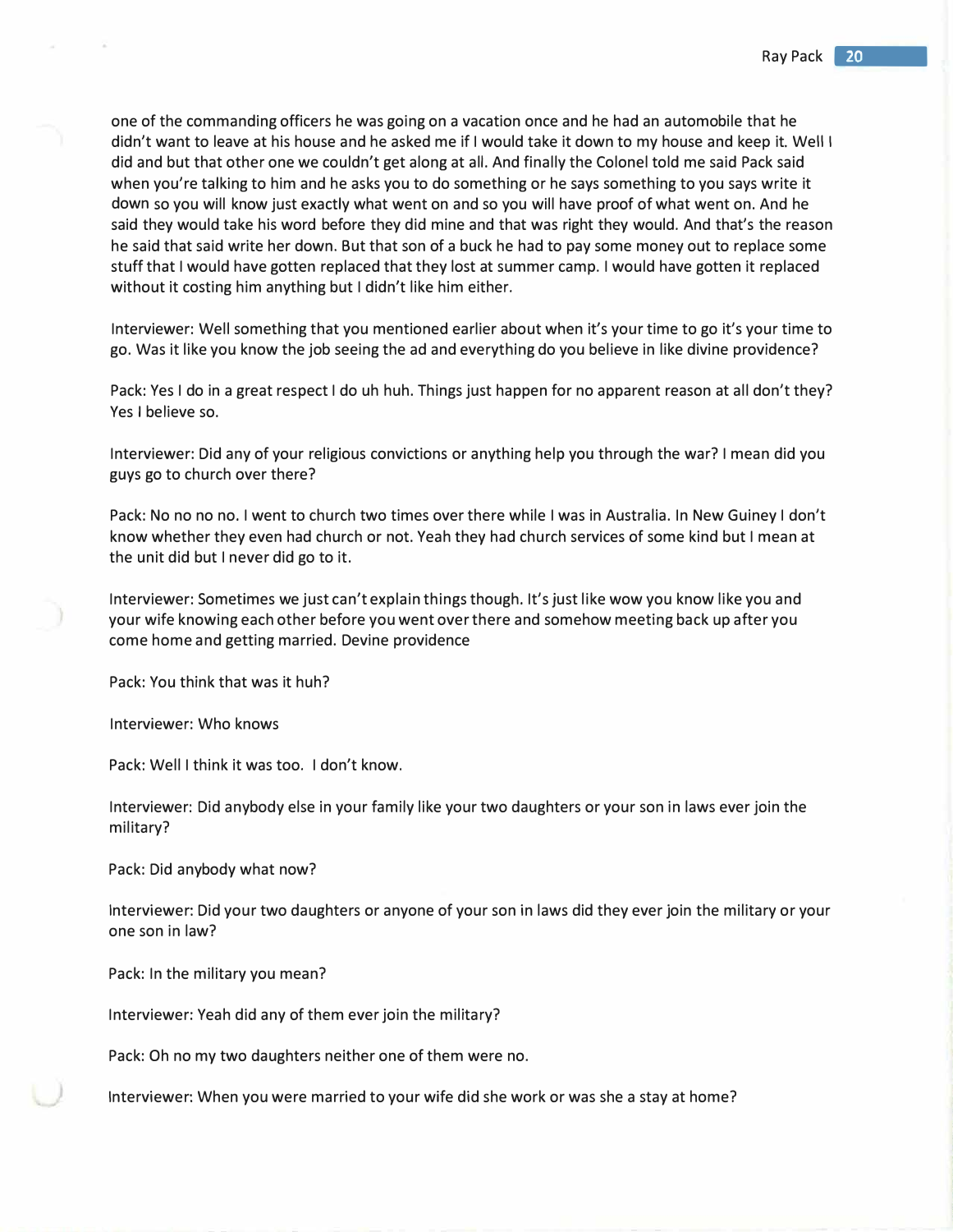one of the commanding officers he was going on a vacation once and he had an automobile that he didn't want to leave at his house and he asked me if I would take it down to my house and keep it. Well I did and but that other one we couldn't get along at all. And finally the Colonel told me said Pack said when you're talking to him and he asks you to do something or he says something to you says write it down so you will know just exactly what went on and so you will have proof of what went on. And he said they would take his word before they did mine and that was right they would. And that's the reason he said that said write her down. But that son of a buck he had to pay some money out to replace some stuff that I would have gotten replaced that they lost at summer camp. I would have gotten it replaced without it costing him anything but I didn't like him either.

Interviewer: Well something that you mentioned earlier about when it's your time to go it's your time to go. Was it like you know the job seeing the ad and everything do you believe in like divine providence?

Pack: Yes I do in a great respect I do uh huh. Things just happen for no apparent reason at all don't they? Yes I believe so.

Interviewer: Did any of your religious convictions or anything help you through the war? I mean did you guys go to church over there?

Pack: No no no no. I went to church two times over there while I was in Australia. In New Guiney I don't know whether they even had church or not. Yeah they had church services of some kind but I mean at the unit did but I never did go to it.

Interviewer: Sometimes we just can't explain things though. It's just like wow you know like you and your wife knowing each other before you went over there and somehow meeting back up after you come home and getting married. Devine providence

Pack: You think that was it huh?

Interviewer: Who knows

Pack: Well I think it was too. I don't know.

Interviewer: Did anybody else in your family like your two daughters or your son in laws ever join the military?

Pack: Did anybody what now?

Interviewer: Did your two daughters or anyone of your son in laws did they ever join the military or your one son in law?

Pack: In the military you mean?

Interviewer: Yeah did any of them ever join the military?

Pack: Oh no my two daughters neither one of them were no.

Interviewer: When you were married to your wife did she work or was she a stay at home?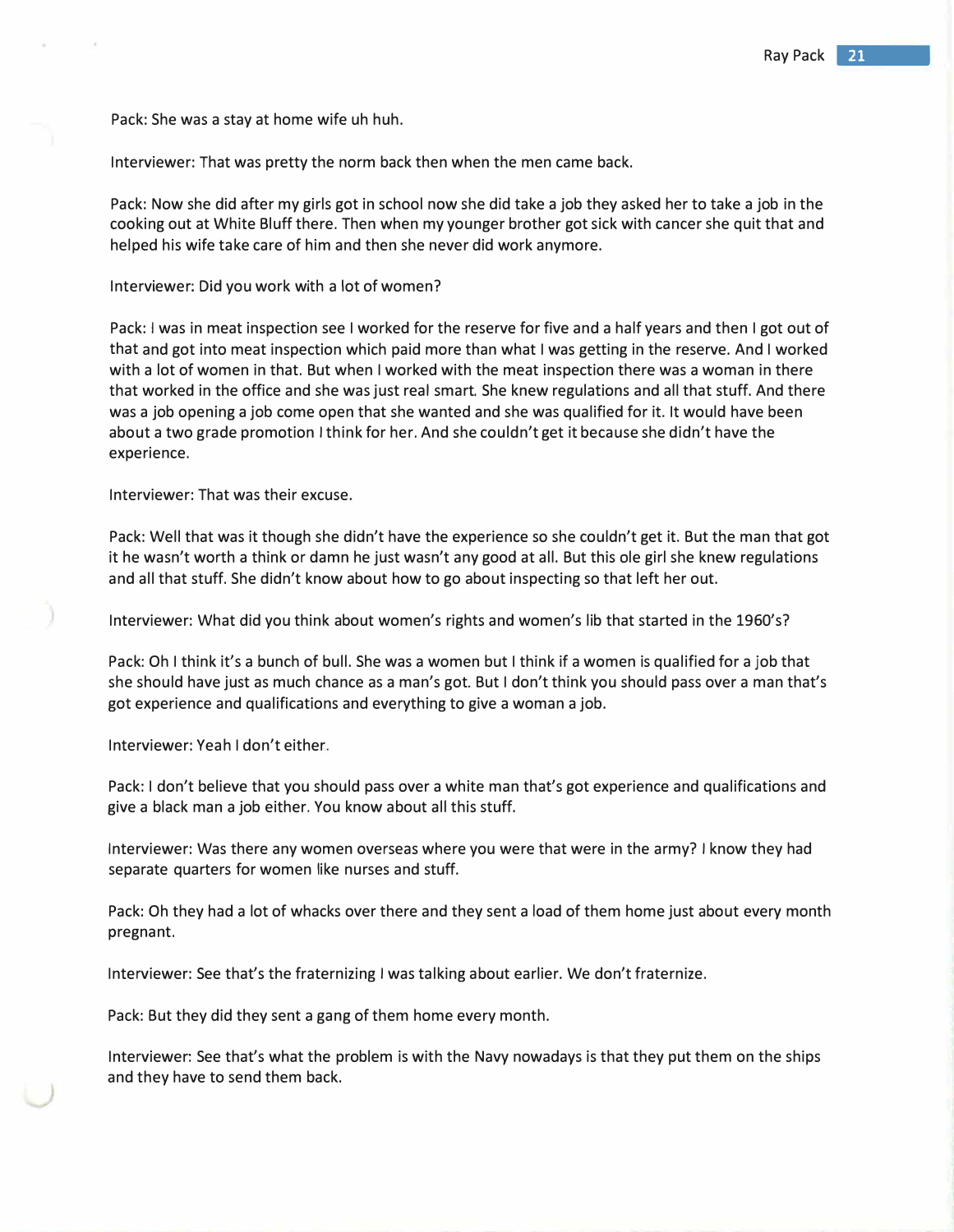Pack: She was a stay at home wife uh huh.

Interviewer: That was pretty the norm back then when the men came back.

Pack: Now she did after my girls got in school now she did take a job they asked her to take a job in the cooking out at White Bluff there. Then when my younger brother got sick with cancer she quit that and helped his wife take care of him and then she never did work anymore.

Interviewer: Did you work with a lot of women?

Pack: I was in meat inspection see I worked for the reserve for five and a half years and then I got out of that and got into meat inspection which paid more than what I was getting in the reserve. And I worked with a lot of women in that. But when I worked with the meat inspection there was a woman in there that worked in the office and she was just real smart. She knew regulations and all that stuff. And there was a job opening a job come open that she wanted and she was qualified for it. It would have been about a two grade promotion I think for her. And she couldn't get it because she didn't have the experience.

Interviewer: That was their excuse.

Pack: Well that was it though she didn't have the experience so she couldn't get it. But the man that got it he wasn't worth a think or damn he just wasn't any good at all. But this ole girl she knew regulations and all that stuff. She didn't know about how to go about inspecting so that left her out.

Interviewer: What did you think about women's rights and women's lib that started in the 1960's?

Pack: Oh I think it's a bunch of bull. She was a women but I think if a women is qualified for a job that she should have just as much chance as a man's got. But I don't think you should pass over a man that's got experience and qualifications and everything to give a woman a job.

Interviewer: Yeah I don't either.

Pack: I don't believe that you should pass over a white man that's got experience and qualifications and give a black man a job either. You know about all this stuff.

Interviewer: Was there any women overseas where you were that were in the army? I know they had separate quarters for women like nurses and stuff.

Pack: Oh they had a lot of whacks over there and they sent a load of them home just about every month pregnant.

Interviewer: See that's the fraternizing I was talking about earlier. We don't fraternize.

Pack: But they did they sent a gang of them home every month.

Interviewer: See that's what the problem is with the Navy nowadays is that they put them on the ships and they have to send them back.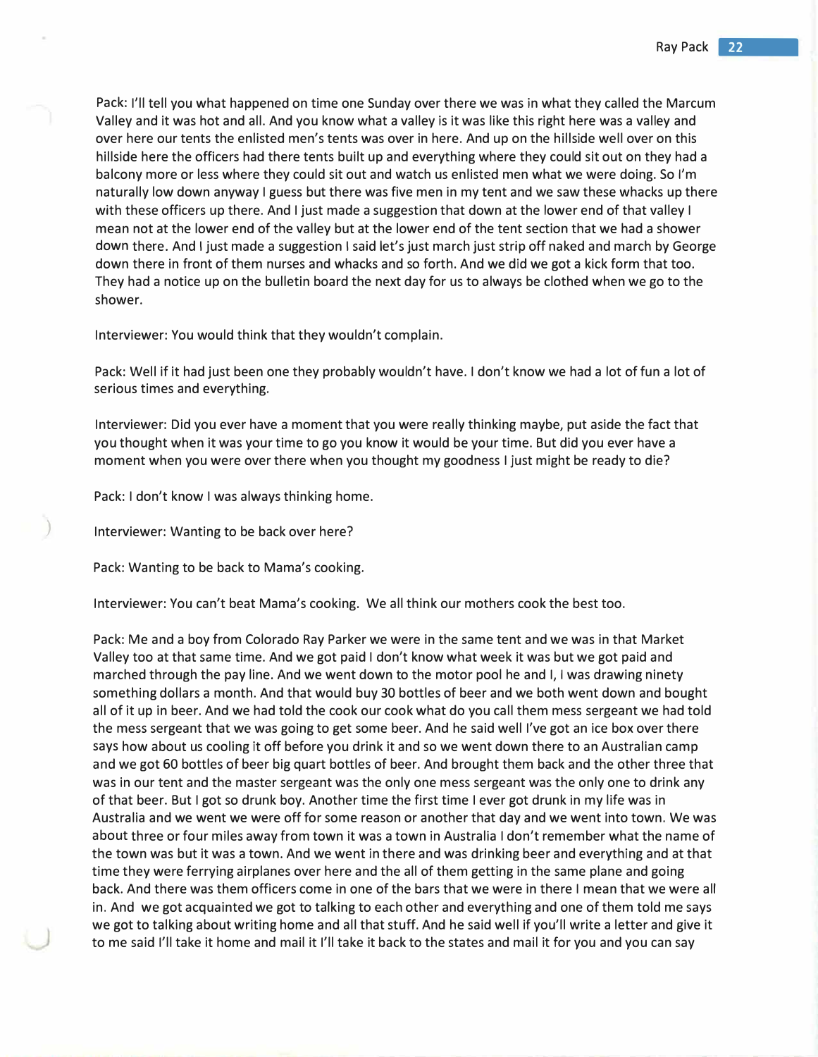Pack: I'll tell you what happened on time one Sunday over there we was in what they called the Marcum Valley and it was hot and all. And you know what a valley is it was like this right here was a valley and over here our tents the enlisted men's tents was over in here. And up on the hillside well over on this hillside here the officers had there tents built up and everything where they could sit out on they had a balcony more or less where they could sit out and watch us enlisted men what we were doing. So I'm naturally low down anyway I guess but there was five men in my tent and we saw these whacks up there with these officers up there. And I just made a suggestion that down at the lower end of that valley I mean not at the lower end of the valley but at the lower end of the tent section that we had a shower down there. And I just made a suggestion I said let's just march just strip off naked and march by George down there in front of them nurses and whacks and so forth. And we did we got a kick form that too. They had a notice up on the bulletin board the next day for us to always be clothed when we go to the shower.

Interviewer: You would think that they wouldn't complain.

Pack: Well if it had just been one they probably wouldn't have. I don't know we had a lot of fun a lot of serious times and everything.

Interviewer: Did you ever have a moment that you were really thinking maybe, put aside the fact that you thought when it was your time to go you know it would be your time. But did you ever have a moment when you were over there when you thought my goodness I just might be ready to die?

Pack: I don't know I was always thinking home.

Interviewer: Wanting to be back over here?

Pack: Wanting to be back to Mama's cooking.

Interviewer: You can't beat Mama's cooking. We all think our mothers cook the best too.

Pack: Me and a boy from Colorado Ray Parker we were in the same tent and we was in that Market Valley too at that same time. And we got paid I don't know what week it was but we got paid and marched through the pay line. And we went down to the motor pool he and I, I was drawing ninety something dollars a month. And that would buy 30 bottles of beer and we both went down and bought all of it up in beer. And we had told the cook our cook what do you call them mess sergeant we had told the mess sergeant that we was going to get some beer. And he said well I've got an ice box over there says how about us cooling it off before you drink it and so we went down there to an Australian camp and we got 60 bottles of beer big quart bottles of beer. And brought them back and the other three that was in our tent and the master sergeant was the only one mess sergeant was the only one to drink any of that beer. But I got so drunk boy. Another time the first time I ever got drunk in my life was in Australia and we went we were off for some reason or another that day and we went into town. We was about three or four miles away from town it was a town in Australia I don't remember what the name of the town was but it was a town. And we went in there and was drinking beer and everything and at that time they were ferrying airplanes over here and the all of them getting in the same plane and going back. And there was them officers come in one of the bars that we were in there I mean that we were all in. And we got acquainted we got to talking to each other and everything and one of them told me says we got to talking about writing home and all that stuff. And he said well if you'll write a letter and give it to me said I'll take it home and mail it I'll take it back to the states and mail it for you and you can say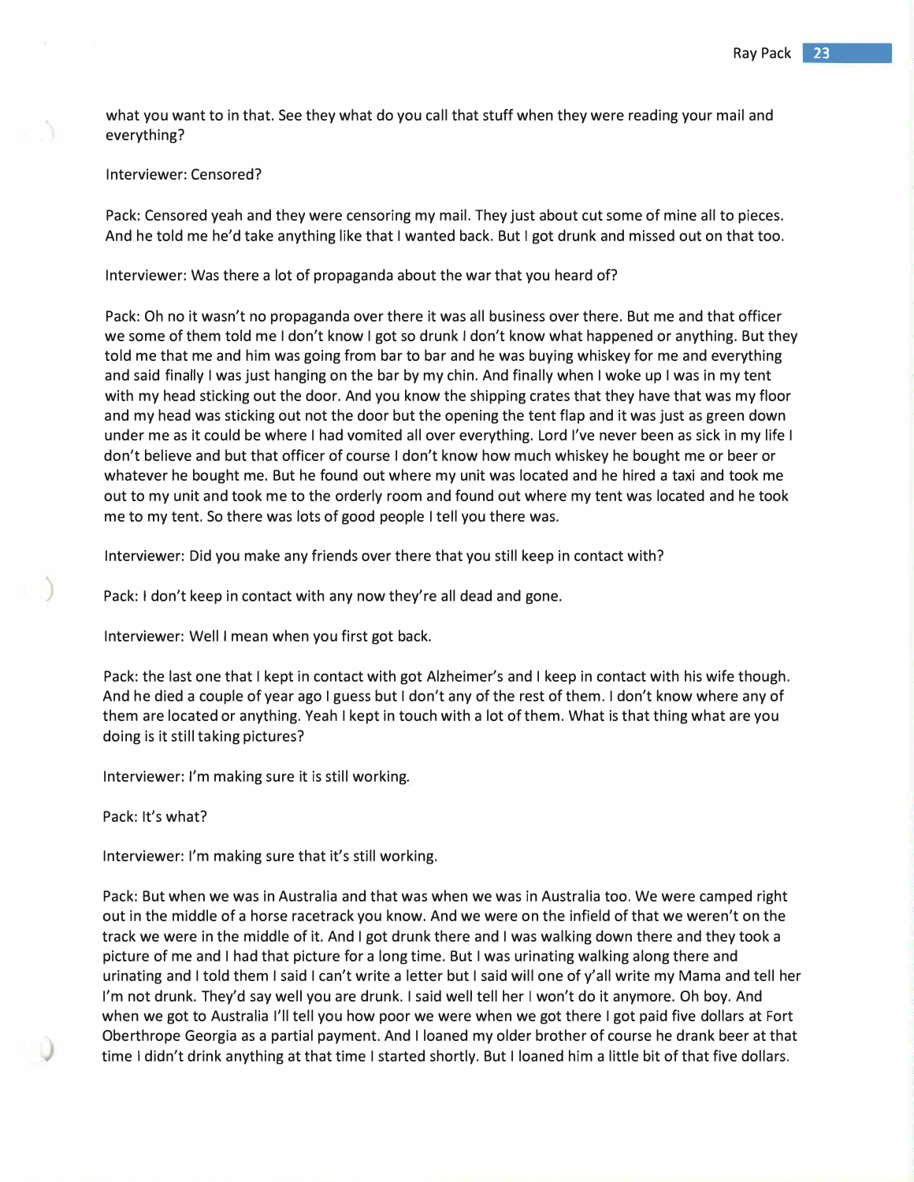what you want to in that. See they what do you call that stuff when they were reading your mail and everything?

Interviewer: Censored?

Pack: Censored yeah and they were censoring my mail. They just about cut some of mine all to pieces. And he told me he'd take anything like that I wanted back. But I got drunk and missed out on that too.

Interviewer: Was there a lot of propaganda about the war that you heard of?

Pack: Oh no it wasn't no propaganda over there it was all business over there. But me and that officer we some of them told me I don't know I got so drunk I don't know what happened or anything. But they told me that me and him was going from bar to bar and he was buying whiskey for me and everything and said finally I was just hanging on the bar by my chin. And finally when I woke up I was in my tent with my head sticking out the door. And you know the shipping crates that they have that was my floor and my head was sticking out not the door but the opening the tent flap and it was just as green down under me as it could be where I had vomited all over everything. Lord I've never been as sick in my life I don't believe and but that officer of course I don't know how much whiskey he bought me or beer or whatever he bought me. But he found out where my unit was located and he hired a taxi and took me out to my unit and took me to the orderly room and found out where my tent was located and he took me to my tent. So there was lots of good people I tell you there was.

Interviewer: Did you make any friends over there that you still keep in contact with?

Pack: I don't keep in contact with any now they're all dead and gone.

Interviewer: Well I mean when you first got back.

Pack: the last one that I kept in contact with got Alzheimer's and I keep in contact with his wife though. And he died a couple of year ago I guess but I don't any of the rest of them. I don't know where any of them are located or anything. Yeah I kept in touch with a lot of them. What is that thing what are you doing is it still taking pictures?

Interviewer: I'm making sure it is still working.

Pack: It's what?

Interviewer: I'm making sure that it's still working.

Pack: But when we was in Australia and that was when we was in Australia too. We were camped right out in the middle of a horse racetrack you know. And we were on the infield of that we weren't on the track we were in the middle of it. And I got drunk there and I was walking down there and they took a picture of me and I had that picture for a long time. But I was urinating walking along there and urinating and I told them I said I can't write a letter but I said will one of y'all write my Mama and tell her I'm not drunk. They'd say well you are drunk. I said well tell her I won't do it anymore. Oh boy. And when we got to Australia I'll tell you how poor we were when we got there I got paid five dollars at Fort Oberthrope Georgia as a partial payment. And I loaned my older brother of course he drank beer at that time I didn't drink anything at that time I started shortly. But I loaned him a little bit of that five dollars.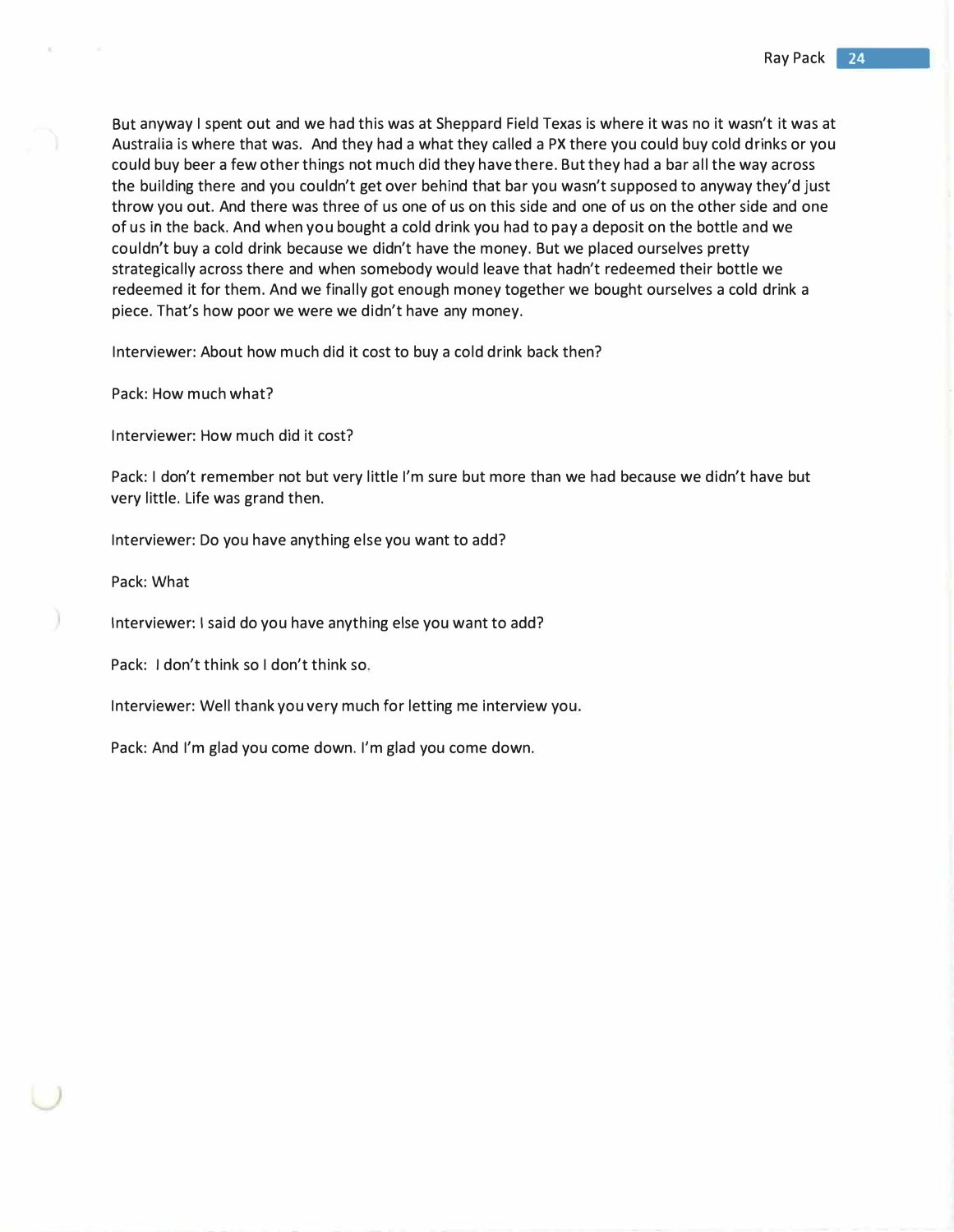But anyway I spent out and we had this was at Sheppard Field Texas is where it was no it wasn't it was at Australia is where that was. And they had a what they called a PX there you could buy cold drinks or you could buy beer a few other things not much did they have there. But they had a bar all the way across the building there and you couldn't get over behind that bar you wasn't supposed to anyway they'd just throw you out. And there was three of us one of us on this side and one of us on the other side and one of us in the back. And when you bought a cold drink you had to pay a deposit on the bottle and we couldn't buy a cold drink because we didn't have the money. But we placed ourselves pretty strategically across there and when somebody would leave that hadn't redeemed their bottle we redeemed it for them. And we finally got enough money together we bought ourselves a cold drink a piece. That's how poor we were we didn't have any money.

Interviewer: About how much did it cost to buy a cold drink back then?

Pack: How much what?

Interviewer: How much did it cost?

Pack: I don't remember not but very little I'm sure but more than we had because we didn't have but very little. Life was grand then.

Interviewer: Do you have anything else you want to add?

Pack: What

Interviewer: I said do you have anything else you want to add?

Pack: I don't think so I don't think so.

Interviewer: Well thank you very much for letting me interview you.

Pack: And I'm glad you come down. I'm glad you come down.